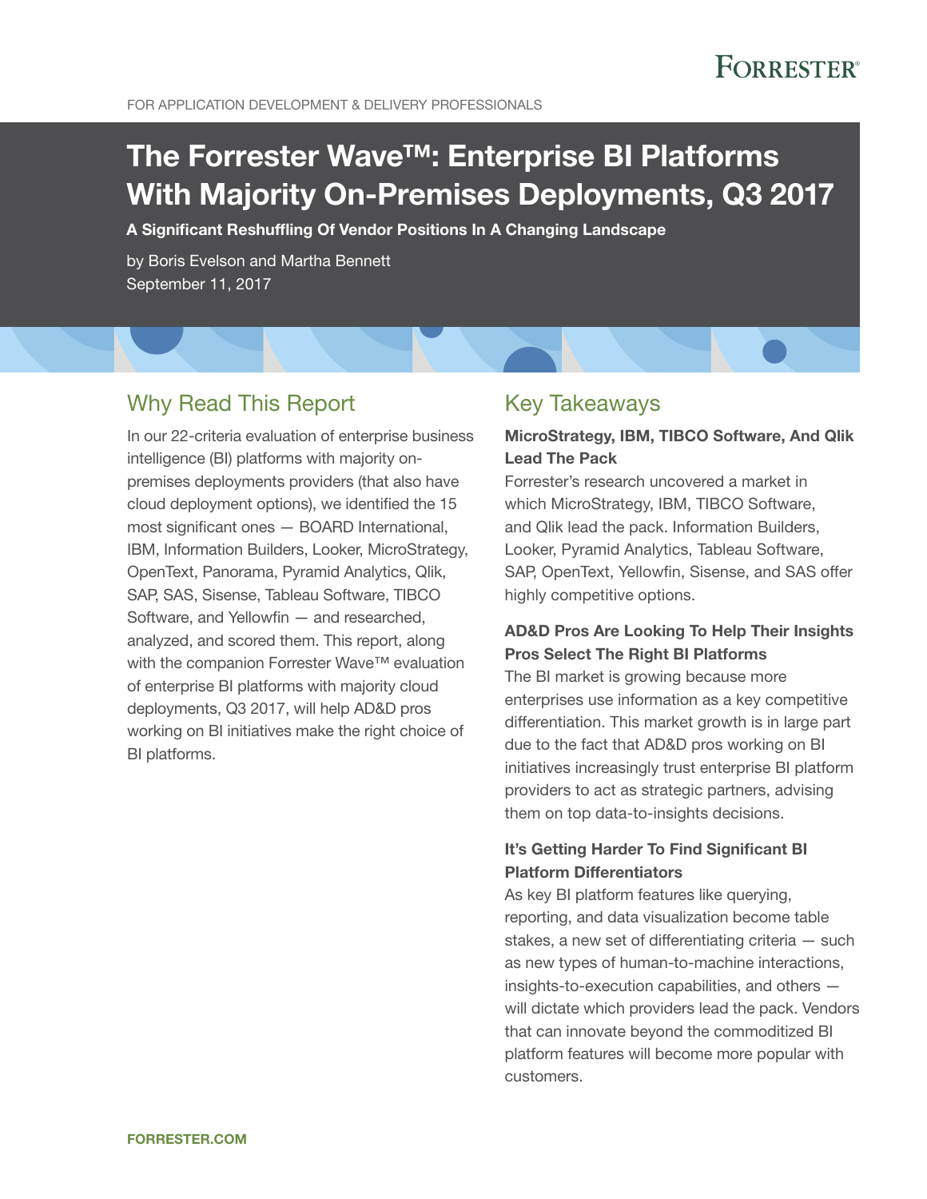FOR APPLICATION DEVELOPMENT & DELIVERY PROFESSIONALS

# The Forrester Wave™: Enterprise BI Platforms With Majority On-Premises Deployments, Q3 2017

**A Significant Reshuffling Of Vendor Positions In A Changing Landscape**

by Boris Evelson and Martha Bennett
September 11, 2017

## Why Read This Report

In our 22-criteria evaluation of enterprise business intelligence (BI) platforms with majority on-premises deployments providers (that also have cloud deployment options), we identified the 15 most significant ones — BOARD International, IBM, Information Builders, Looker, MicroStrategy, OpenText, Panorama, Pyramid Analytics, Qlik, SAP, SAS, Sisense, Tableau Software, TIBCO Software, and Yellowfin — and researched, analyzed, and scored them. This report, along with the companion Forrester Wave™ evaluation of enterprise BI platforms with majority cloud deployments, Q3 2017, will help AD&D pros working on BI initiatives make the right choice of BI platforms.

## Key Takeaways

**MicroStrategy, IBM, TIBCO Software, And Qlik Lead The Pack**

Forrester's research uncovered a market in which MicroStrategy, IBM, TIBCO Software, and Qlik lead the pack. Information Builders, Looker, Pyramid Analytics, Tableau Software, SAP, OpenText, Yellowfin, Sisense, and SAS offer highly competitive options.

**AD&D Pros Are Looking To Help Their Insights Pros Select The Right BI Platforms**

The BI market is growing because more enterprises use information as a key competitive differentiation. This market growth is in large part due to the fact that AD&D pros working on BI initiatives increasingly trust enterprise BI platform providers to act as strategic partners, advising them on top data-to-insights decisions.

**It's Getting Harder To Find Significant BI Platform Differentiators**

As key BI platform features like querying, reporting, and data visualization become table stakes, a new set of differentiating criteria — such as new types of human-to-machine interactions, insights-to-execution capabilities, and others — will dictate which providers lead the pack. Vendors that can innovate beyond the commoditized BI platform features will become more popular with customers.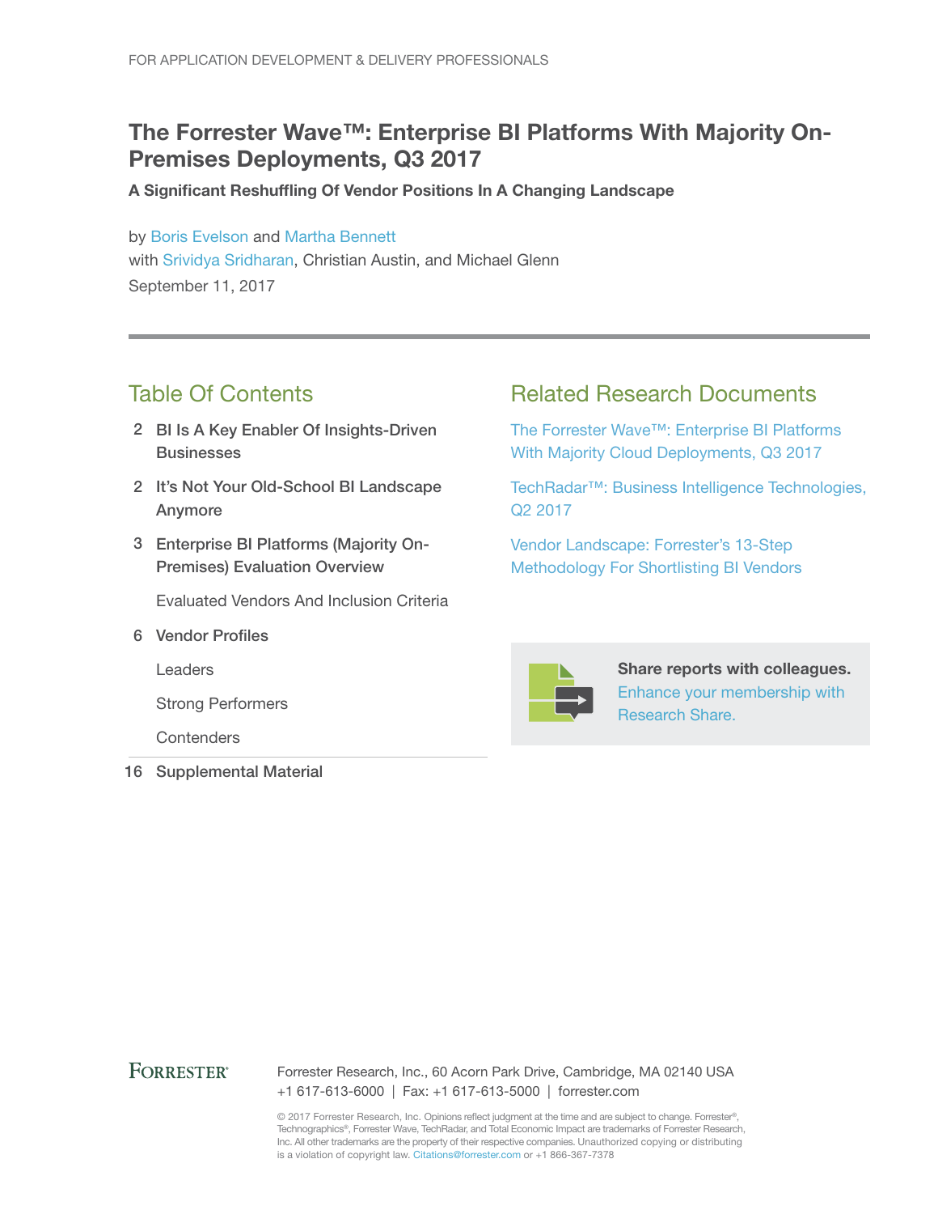FOR APPLICATION DEVELOPMENT & DELIVERY PROFESSIONALS

# The Forrester Wave™: Enterprise BI Platforms With Majority On-Premises Deployments, Q3 2017

**A Significant Reshuffling Of Vendor Positions In A Changing Landscape**

by Boris Evelson and Martha Bennett
with Srividya Sridharan, Christian Austin, and Michael Glenn
September 11, 2017

## Table Of Contents

2 **BI Is A Key Enabler Of Insights-Driven Businesses**

2 **It's Not Your Old-School BI Landscape Anymore**

3 **Enterprise BI Platforms (Majority On-Premises) Evaluation Overview**

- Evaluated Vendors And Inclusion Criteria

6 **Vendor Profiles**

- Leaders
- Strong Performers
- Contenders

16 **Supplemental Material**

## Related Research Documents

The Forrester Wave™: Enterprise BI Platforms With Majority Cloud Deployments, Q3 2017

TechRadar™: Business Intelligence Technologies, Q2 2017

Vendor Landscape: Forrester's 13-Step Methodology For Shortlisting BI Vendors

**Share reports with colleagues.** Enhance your membership with Research Share.

FORRESTER®

Forrester Research, Inc., 60 Acorn Park Drive, Cambridge, MA 02140 USA
+1 617-613-6000 | Fax: +1 617-613-5000 | forrester.com

© 2017 Forrester Research, Inc. Opinions reflect judgment at the time and are subject to change. Forrester®, Technographics®, Forrester Wave, TechRadar, and Total Economic Impact are trademarks of Forrester Research, Inc. All other trademarks are the property of their respective companies. Unauthorized copying or distributing is a violation of copyright law. Citations@forrester.com or +1 866-367-7378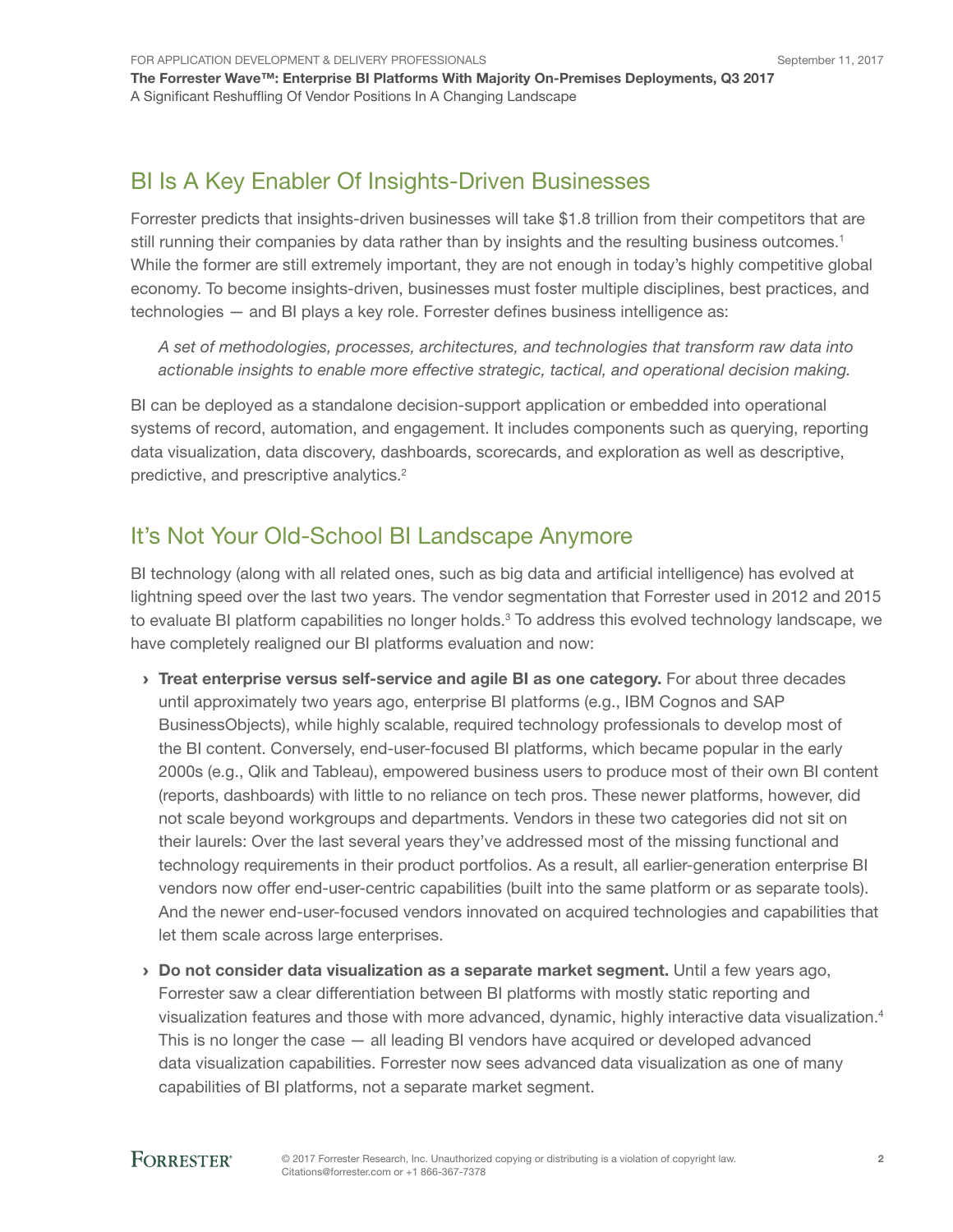## BI Is A Key Enabler Of Insights-Driven Businesses

Forrester predicts that insights-driven businesses will take $1.8 trillion from their competitors that are still running their companies by data rather than by insights and the resulting business outcomes.[1] While the former are still extremely important, they are not enough in today's highly competitive global economy. To become insights-driven, businesses must foster multiple disciplines, best practices, and technologies — and BI plays a key role. Forrester defines business intelligence as:

> *A set of methodologies, processes, architectures, and technologies that transform raw data into actionable insights to enable more effective strategic, tactical, and operational decision making.*

BI can be deployed as a standalone decision-support application or embedded into operational systems of record, automation, and engagement. It includes components such as querying, reporting data visualization, data discovery, dashboards, scorecards, and exploration as well as descriptive, predictive, and prescriptive analytics.[2]

## It's Not Your Old-School BI Landscape Anymore

BI technology (along with all related ones, such as big data and artificial intelligence) has evolved at lightning speed over the last two years. The vendor segmentation that Forrester used in 2012 and 2015 to evaluate BI platform capabilities no longer holds.[3] To address this evolved technology landscape, we have completely realigned our BI platforms evaluation and now:

- **Treat enterprise versus self-service and agile BI as one category.** For about three decades until approximately two years ago, enterprise BI platforms (e.g., IBM Cognos and SAP BusinessObjects), while highly scalable, required technology professionals to develop most of the BI content. Conversely, end-user-focused BI platforms, which became popular in the early 2000s (e.g., Qlik and Tableau), empowered business users to produce most of their own BI content (reports, dashboards) with little to no reliance on tech pros. These newer platforms, however, did not scale beyond workgroups and departments. Vendors in these two categories did not sit on their laurels: Over the last several years they've addressed most of the missing functional and technology requirements in their product portfolios. As a result, all earlier-generation enterprise BI vendors now offer end-user-centric capabilities (built into the same platform or as separate tools). And the newer end-user-focused vendors innovated on acquired technologies and capabilities that let them scale across large enterprises.

- **Do not consider data visualization as a separate market segment.** Until a few years ago, Forrester saw a clear differentiation between BI platforms with mostly static reporting and visualization features and those with more advanced, dynamic, highly interactive data visualization.[4] This is no longer the case — all leading BI vendors have acquired or developed advanced data visualization capabilities. Forrester now sees advanced data visualization as one of many capabilities of BI platforms, not a separate market segment.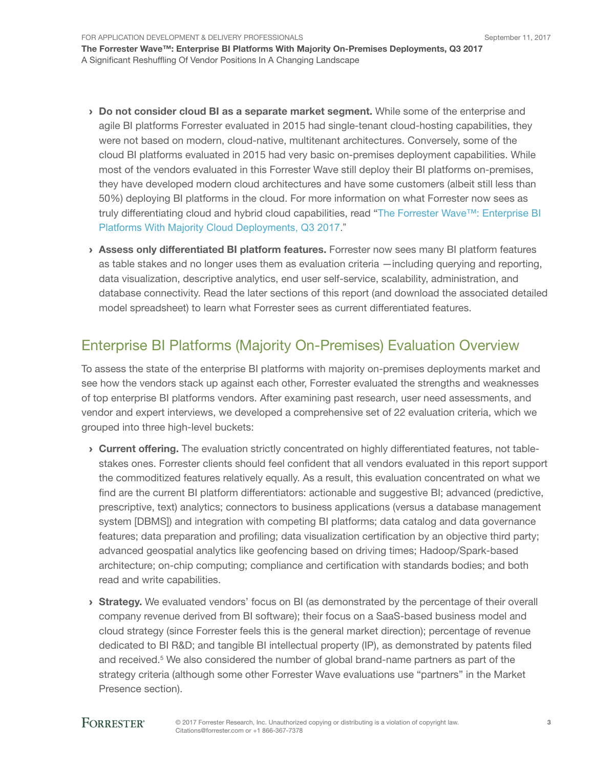- **Do not consider cloud BI as a separate market segment.** While some of the enterprise and agile BI platforms Forrester evaluated in 2015 had single-tenant cloud-hosting capabilities, they were not based on modern, cloud-native, multitenant architectures. Conversely, some of the cloud BI platforms evaluated in 2015 had very basic on-premises deployment capabilities. While most of the vendors evaluated in this Forrester Wave still deploy their BI platforms on-premises, they have developed modern cloud architectures and have some customers (albeit still less than 50%) deploying BI platforms in the cloud. For more information on what Forrester now sees as truly differentiating cloud and hybrid cloud capabilities, read "The Forrester Wave™: Enterprise BI Platforms With Majority Cloud Deployments, Q3 2017."

- **Assess only differentiated BI platform features.** Forrester now sees many BI platform features as table stakes and no longer uses them as evaluation criteria —including querying and reporting, data visualization, descriptive analytics, end user self-service, scalability, administration, and database connectivity. Read the later sections of this report (and download the associated detailed model spreadsheet) to learn what Forrester sees as current differentiated features.

## Enterprise BI Platforms (Majority On-Premises) Evaluation Overview

To assess the state of the enterprise BI platforms with majority on-premises deployments market and see how the vendors stack up against each other, Forrester evaluated the strengths and weaknesses of top enterprise BI platforms vendors. After examining past research, user need assessments, and vendor and expert interviews, we developed a comprehensive set of 22 evaluation criteria, which we grouped into three high-level buckets:

- **Current offering.** The evaluation strictly concentrated on highly differentiated features, not table-stakes ones. Forrester clients should feel confident that all vendors evaluated in this report support the commoditized features relatively equally. As a result, this evaluation concentrated on what we find are the current BI platform differentiators: actionable and suggestive BI; advanced (predictive, prescriptive, text) analytics; connectors to business applications (versus a database management system [DBMS]) and integration with competing BI platforms; data catalog and data governance features; data preparation and profiling; data visualization certification by an objective third party; advanced geospatial analytics like geofencing based on driving times; Hadoop/Spark-based architecture; on-chip computing; compliance and certification with standards bodies; and both read and write capabilities.

- **Strategy.** We evaluated vendors' focus on BI (as demonstrated by the percentage of their overall company revenue derived from BI software); their focus on a SaaS-based business model and cloud strategy (since Forrester feels this is the general market direction); percentage of revenue dedicated to BI R&D; and tangible BI intellectual property (IP), as demonstrated by patents filed and received.[5] We also considered the number of global brand-name partners as part of the strategy criteria (although some other Forrester Wave evaluations use "partners" in the Market Presence section).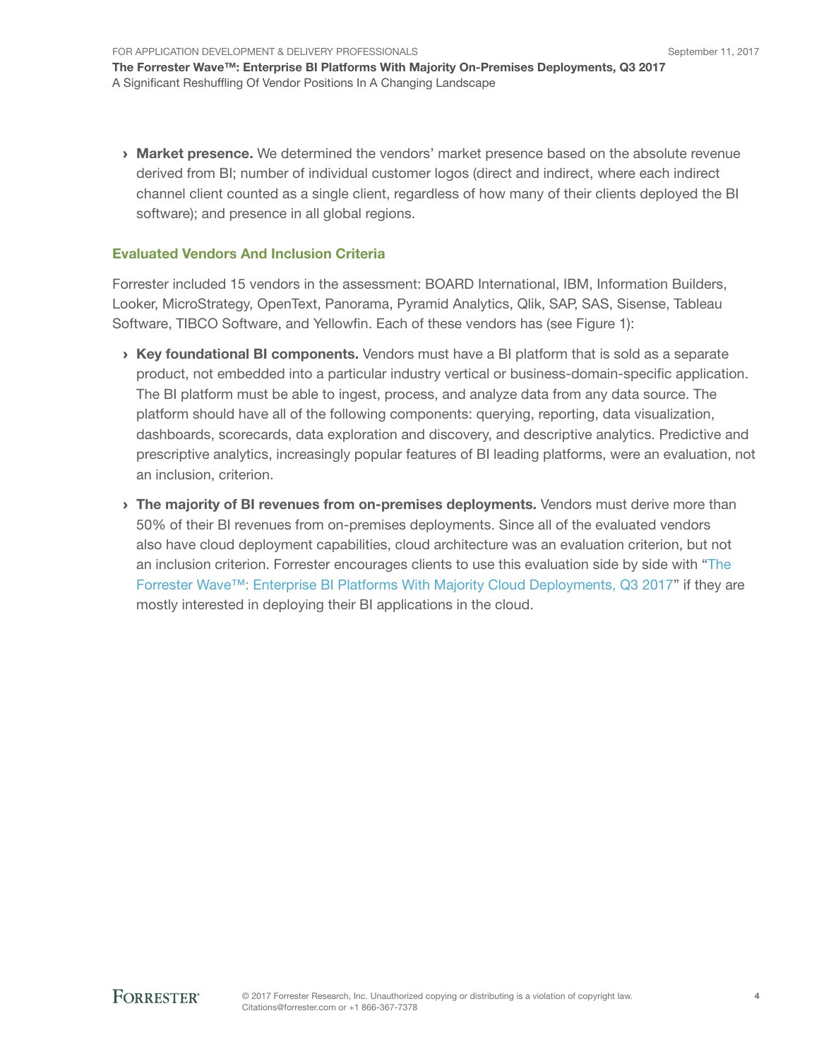- **Market presence.** We determined the vendors' market presence based on the absolute revenue derived from BI; number of individual customer logos (direct and indirect, where each indirect channel client counted as a single client, regardless of how many of their clients deployed the BI software); and presence in all global regions.

## Evaluated Vendors And Inclusion Criteria

Forrester included 15 vendors in the assessment: BOARD International, IBM, Information Builders, Looker, MicroStrategy, OpenText, Panorama, Pyramid Analytics, Qlik, SAP, SAS, Sisense, Tableau Software, TIBCO Software, and Yellowfin. Each of these vendors has (see Figure 1):

- **Key foundational BI components.** Vendors must have a BI platform that is sold as a separate product, not embedded into a particular industry vertical or business-domain-specific application. The BI platform must be able to ingest, process, and analyze data from any data source. The platform should have all of the following components: querying, reporting, data visualization, dashboards, scorecards, data exploration and discovery, and descriptive analytics. Predictive and prescriptive analytics, increasingly popular features of BI leading platforms, were an evaluation, not an inclusion, criterion.
- **The majority of BI revenues from on-premises deployments.** Vendors must derive more than 50% of their BI revenues from on-premises deployments. Since all of the evaluated vendors also have cloud deployment capabilities, cloud architecture was an evaluation criterion, but not an inclusion criterion. Forrester encourages clients to use this evaluation side by side with "The Forrester Wave™: Enterprise BI Platforms With Majority Cloud Deployments, Q3 2017" if they are mostly interested in deploying their BI applications in the cloud.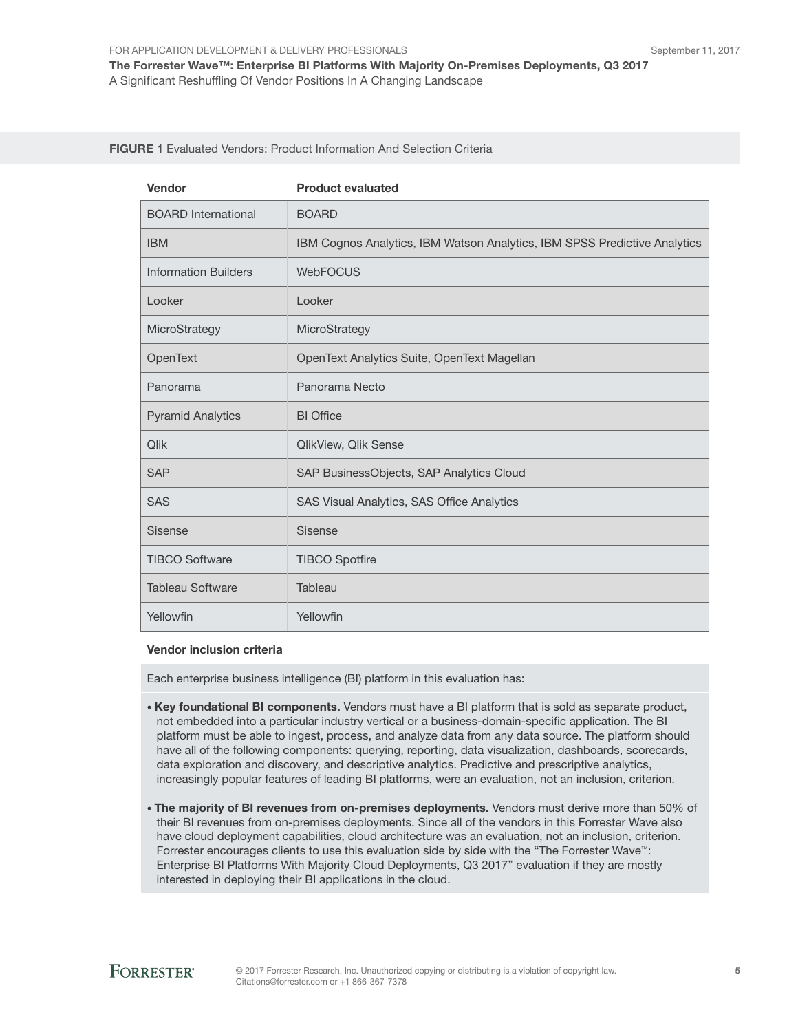**FIGURE 1** Evaluated Vendors: Product Information And Selection Criteria

| Vendor | Product evaluated |
| --- | --- |
| BOARD International | BOARD |
| IBM | IBM Cognos Analytics, IBM Watson Analytics, IBM SPSS Predictive Analytics |
| Information Builders | WebFOCUS |
| Looker | Looker |
| MicroStrategy | MicroStrategy |
| OpenText | OpenText Analytics Suite, OpenText Magellan |
| Panorama | Panorama Necto |
| Pyramid Analytics | BI Office |
| Qlik | QlikView, Qlik Sense |
| SAP | SAP BusinessObjects, SAP Analytics Cloud |
| SAS | SAS Visual Analytics, SAS Office Analytics |
| Sisense | Sisense |
| TIBCO Software | TIBCO Spotfire |
| Tableau Software | Tableau |
| Yellowfin | Yellowfin |

**Vendor inclusion criteria**

Each enterprise business intelligence (BI) platform in this evaluation has:

- **Key foundational BI components.** Vendors must have a BI platform that is sold as separate product, not embedded into a particular industry vertical or a business-domain-specific application. The BI platform must be able to ingest, process, and analyze data from any data source. The platform should have all of the following components: querying, reporting, data visualization, dashboards, scorecards, data exploration and discovery, and descriptive analytics. Predictive and prescriptive analytics, increasingly popular features of leading BI platforms, were an evaluation, not an inclusion, criterion.
- **The majority of BI revenues from on-premises deployments.** Vendors must derive more than 50% of their BI revenues from on-premises deployments. Since all of the vendors in this Forrester Wave also have cloud deployment capabilities, cloud architecture was an evaluation, not an inclusion, criterion. Forrester encourages clients to use this evaluation side by side with the "The Forrester Wave™: Enterprise BI Platforms With Majority Cloud Deployments, Q3 2017" evaluation if they are mostly interested in deploying their BI applications in the cloud.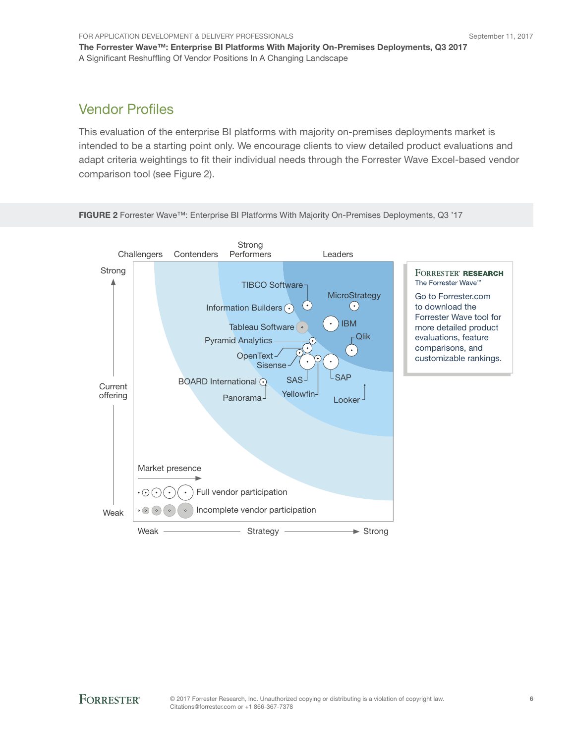## Vendor Profiles

This evaluation of the enterprise BI platforms with majority on-premises deployments market is intended to be a starting point only. We encourage clients to view detailed product evaluations and adapt criteria weightings to fit their individual needs through the Forrester Wave Excel-based vendor comparison tool (see Figure 2).

**FIGURE 2** Forrester Wave™: Enterprise BI Platforms With Majority On-Premises Deployments, Q3 '17

Challengers | Contenders | Strong Performers | Leaders

Strong

Current offering

Weak

TIBCO Software

MicroStrategy

Information Builders

IBM

Tableau Software

Qlik

Pyramid Analytics

OpenText

Sisense

SAP

BOARD International

SAS

Panorama

Yellowfin

Looker

Market presence

Full vendor participation

Incomplete vendor participation

Weak — Strategy — Strong

**Forrester Research**
The Forrester Wave™

Go to Forrester.com to download the Forrester Wave tool for more detailed product evaluations, feature comparisons, and customizable rankings.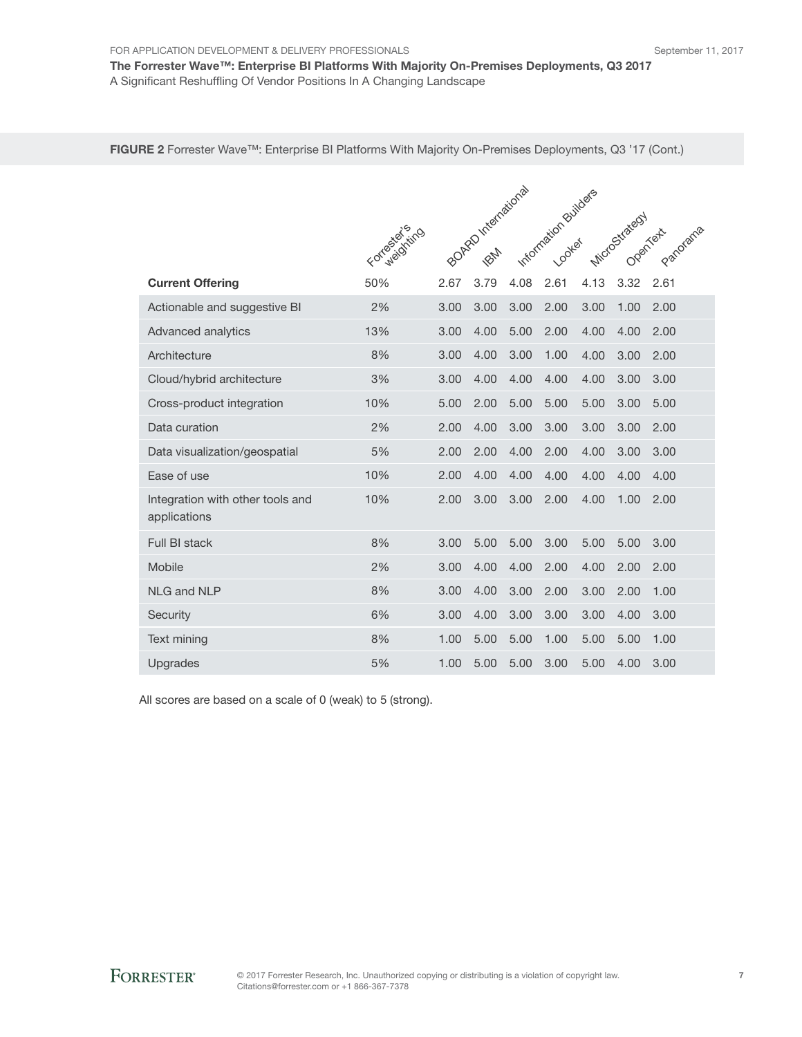**FIGURE 2** Forrester Wave™: Enterprise BI Platforms With Majority On-Premises Deployments, Q3 '17 (Cont.)

| | Forrester's weighting | BOARD International | IBM | Information Builders | Looker | MicroStrategy | OpenText | Panorama |
|---|---|---|---|---|---|---|---|---|
| **Current Offering** | 50% | 2.67 | 3.79 | 4.08 | 2.61 | 4.13 | 3.32 | 2.61 |
| Actionable and suggestive BI | 2% | 3.00 | 3.00 | 3.00 | 2.00 | 3.00 | 1.00 | 2.00 |
| Advanced analytics | 13% | 3.00 | 4.00 | 5.00 | 2.00 | 4.00 | 4.00 | 2.00 |
| Architecture | 8% | 3.00 | 4.00 | 3.00 | 1.00 | 4.00 | 3.00 | 2.00 |
| Cloud/hybrid architecture | 3% | 3.00 | 4.00 | 4.00 | 4.00 | 4.00 | 3.00 | 3.00 |
| Cross-product integration | 10% | 5.00 | 2.00 | 5.00 | 5.00 | 5.00 | 3.00 | 5.00 |
| Data curation | 2% | 2.00 | 4.00 | 3.00 | 3.00 | 3.00 | 3.00 | 2.00 |
| Data visualization/geospatial | 5% | 2.00 | 2.00 | 4.00 | 2.00 | 4.00 | 3.00 | 3.00 |
| Ease of use | 10% | 2.00 | 4.00 | 4.00 | 4.00 | 4.00 | 4.00 | 4.00 |
| Integration with other tools and applications | 10% | 2.00 | 3.00 | 3.00 | 2.00 | 4.00 | 1.00 | 2.00 |
| Full BI stack | 8% | 3.00 | 5.00 | 5.00 | 3.00 | 5.00 | 5.00 | 3.00 |
| Mobile | 2% | 3.00 | 4.00 | 4.00 | 2.00 | 4.00 | 2.00 | 2.00 |
| NLG and NLP | 8% | 3.00 | 4.00 | 3.00 | 2.00 | 3.00 | 2.00 | 1.00 |
| Security | 6% | 3.00 | 4.00 | 3.00 | 3.00 | 3.00 | 4.00 | 3.00 |
| Text mining | 8% | 1.00 | 5.00 | 5.00 | 1.00 | 5.00 | 5.00 | 1.00 |
| Upgrades | 5% | 1.00 | 5.00 | 5.00 | 3.00 | 5.00 | 4.00 | 3.00 |

All scores are based on a scale of 0 (weak) to 5 (strong).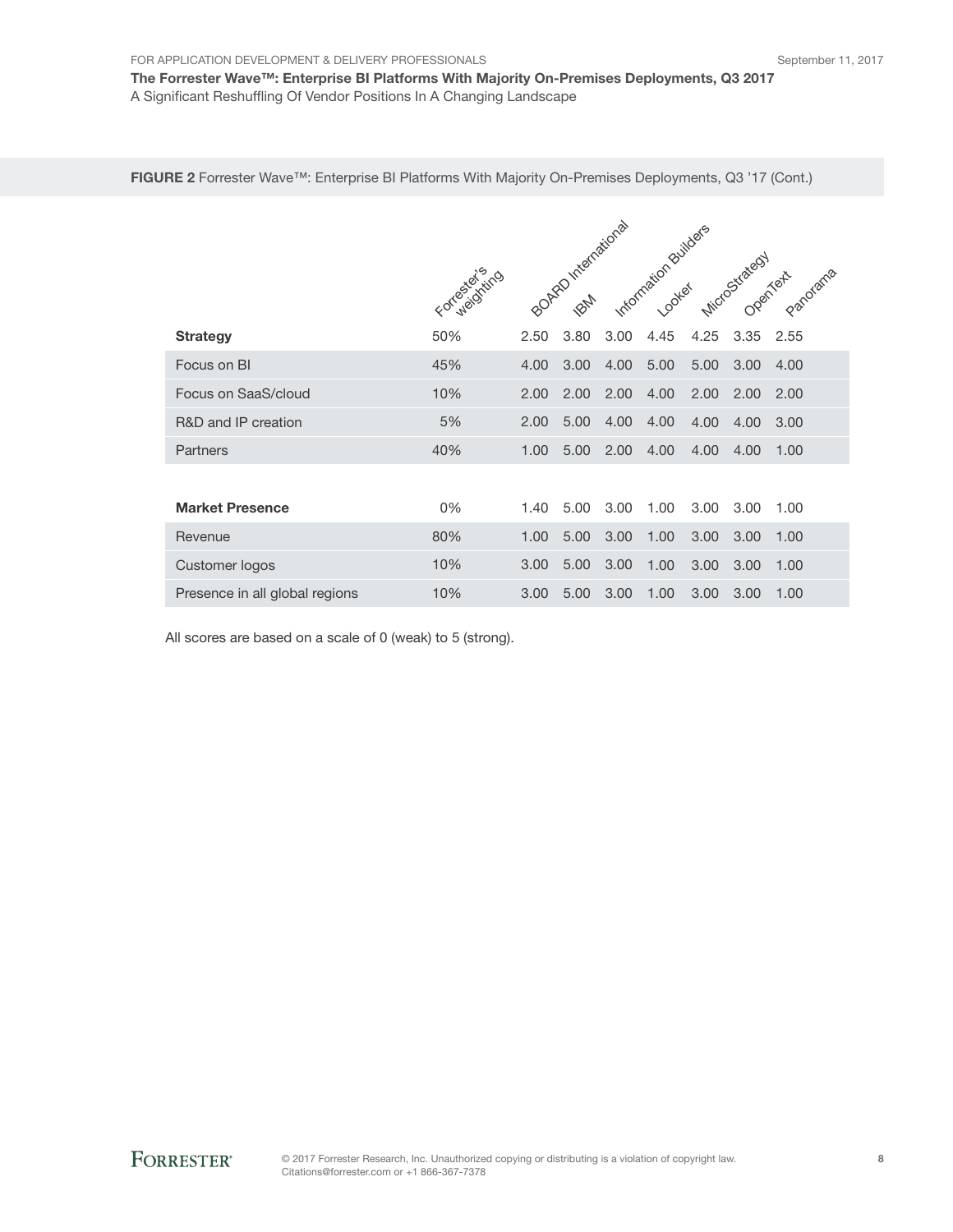**FIGURE 2** Forrester Wave™: Enterprise BI Platforms With Majority On-Premises Deployments, Q3 '17 (Cont.)

| | Forrester's weighting | BOARD International | IBM | Information Builders | Looker | MicroStrategy | OpenText | Panorama |
|---|---|---|---|---|---|---|---|---|
| **Strategy** | 50% | 2.50 | 3.80 | 3.00 | 4.45 | 4.25 | 3.35 | 2.55 |
| Focus on BI | 45% | 4.00 | 3.00 | 4.00 | 5.00 | 5.00 | 3.00 | 4.00 |
| Focus on SaaS/cloud | 10% | 2.00 | 2.00 | 2.00 | 4.00 | 2.00 | 2.00 | 2.00 |
| R&D and IP creation | 5% | 2.00 | 5.00 | 4.00 | 4.00 | 4.00 | 4.00 | 3.00 |
| Partners | 40% | 1.00 | 5.00 | 2.00 | 4.00 | 4.00 | 4.00 | 1.00 |
| | | | | | | | | |
| **Market Presence** | 0% | 1.40 | 5.00 | 3.00 | 1.00 | 3.00 | 3.00 | 1.00 |
| Revenue | 80% | 1.00 | 5.00 | 3.00 | 1.00 | 3.00 | 3.00 | 1.00 |
| Customer logos | 10% | 3.00 | 5.00 | 3.00 | 1.00 | 3.00 | 3.00 | 1.00 |
| Presence in all global regions | 10% | 3.00 | 5.00 | 3.00 | 1.00 | 3.00 | 3.00 | 1.00 |

All scores are based on a scale of 0 (weak) to 5 (strong).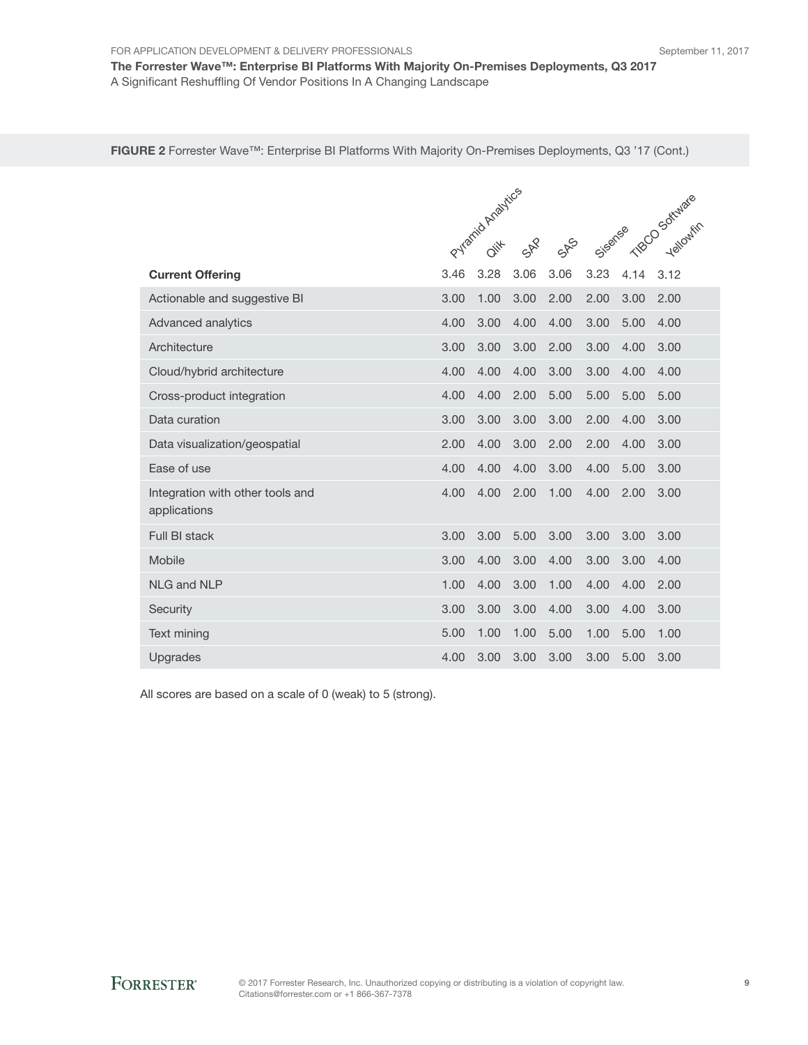**FIGURE 2** Forrester Wave™: Enterprise BI Platforms With Majority On-Premises Deployments, Q3 '17 (Cont.)

| | Pyramid Analytics | Qlik | SAP | SAS | Sisense | TIBCO Software | Yellowfin |
|---|---|---|---|---|---|---|---|
| **Current Offering** | 3.46 | 3.28 | 3.06 | 3.06 | 3.23 | 4.14 | 3.12 |
| Actionable and suggestive BI | 3.00 | 1.00 | 3.00 | 2.00 | 2.00 | 3.00 | 2.00 |
| Advanced analytics | 4.00 | 3.00 | 4.00 | 4.00 | 3.00 | 5.00 | 4.00 |
| Architecture | 3.00 | 3.00 | 3.00 | 2.00 | 3.00 | 4.00 | 3.00 |
| Cloud/hybrid architecture | 4.00 | 4.00 | 4.00 | 3.00 | 3.00 | 4.00 | 4.00 |
| Cross-product integration | 4.00 | 4.00 | 2.00 | 5.00 | 5.00 | 5.00 | 5.00 |
| Data curation | 3.00 | 3.00 | 3.00 | 3.00 | 2.00 | 4.00 | 3.00 |
| Data visualization/geospatial | 2.00 | 4.00 | 3.00 | 2.00 | 2.00 | 4.00 | 3.00 |
| Ease of use | 4.00 | 4.00 | 4.00 | 3.00 | 4.00 | 5.00 | 3.00 |
| Integration with other tools and applications | 4.00 | 4.00 | 2.00 | 1.00 | 4.00 | 2.00 | 3.00 |
| Full BI stack | 3.00 | 3.00 | 5.00 | 3.00 | 3.00 | 3.00 | 3.00 |
| Mobile | 3.00 | 4.00 | 3.00 | 4.00 | 3.00 | 3.00 | 4.00 |
| NLG and NLP | 1.00 | 4.00 | 3.00 | 1.00 | 4.00 | 4.00 | 2.00 |
| Security | 3.00 | 3.00 | 3.00 | 4.00 | 3.00 | 4.00 | 3.00 |
| Text mining | 5.00 | 1.00 | 1.00 | 5.00 | 1.00 | 5.00 | 1.00 |
| Upgrades | 4.00 | 3.00 | 3.00 | 3.00 | 3.00 | 5.00 | 3.00 |

All scores are based on a scale of 0 (weak) to 5 (strong).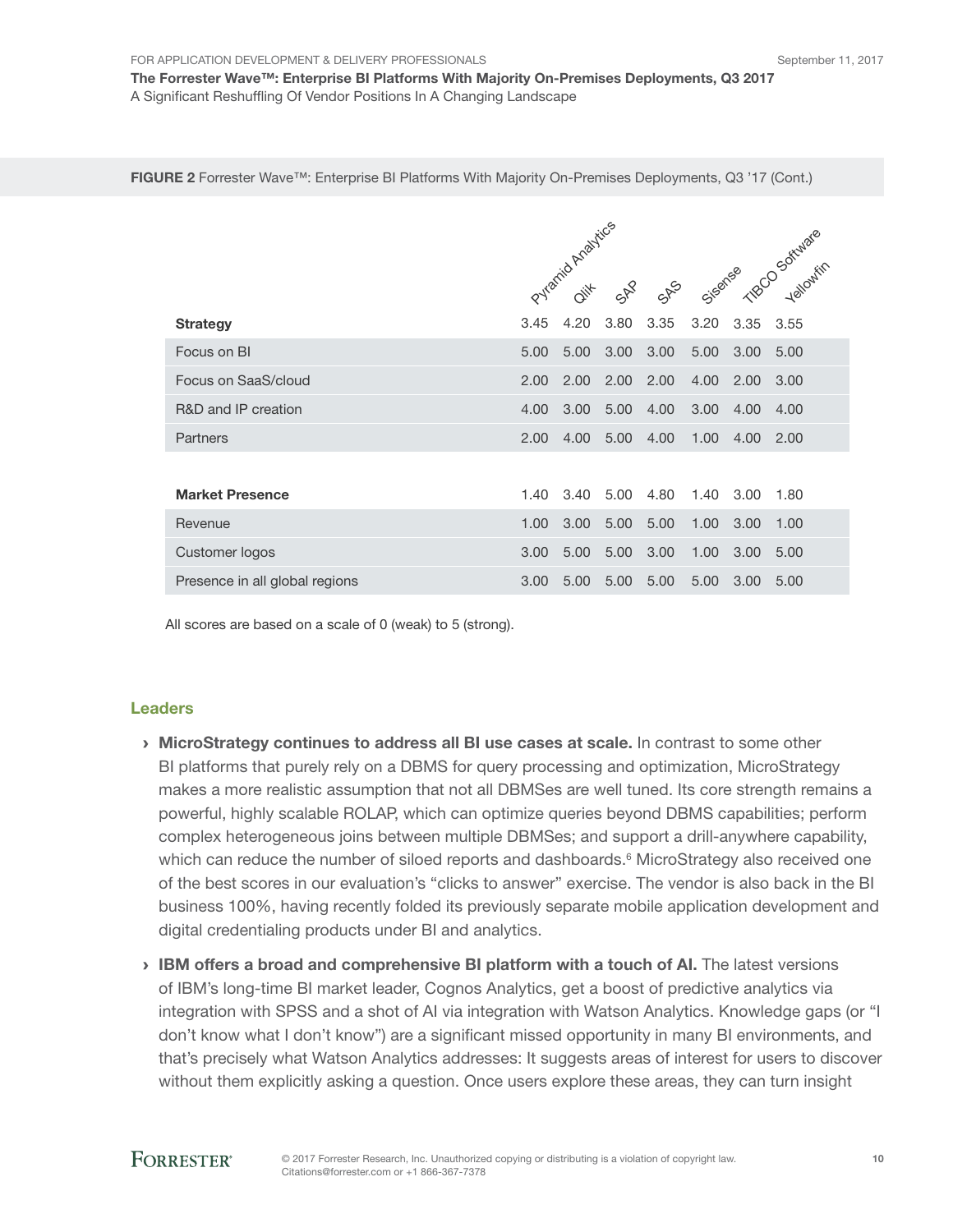**FIGURE 2** Forrester Wave™: Enterprise BI Platforms With Majority On-Premises Deployments, Q3 '17 (Cont.)

| | Pyramid Analytics | Qlik | SAP | SAS | Sisense | TIBCO Software | Yellowfin |
|---|---|---|---|---|---|---|---|
| **Strategy** | 3.45 | 4.20 | 3.80 | 3.35 | 3.20 | 3.35 | 3.55 |
| Focus on BI | 5.00 | 5.00 | 3.00 | 3.00 | 5.00 | 3.00 | 5.00 |
| Focus on SaaS/cloud | 2.00 | 2.00 | 2.00 | 2.00 | 4.00 | 2.00 | 3.00 |
| R&D and IP creation | 4.00 | 3.00 | 5.00 | 4.00 | 3.00 | 4.00 | 4.00 |
| Partners | 2.00 | 4.00 | 5.00 | 4.00 | 1.00 | 4.00 | 2.00 |
| | | | | | | | |
| **Market Presence** | 1.40 | 3.40 | 5.00 | 4.80 | 1.40 | 3.00 | 1.80 |
| Revenue | 1.00 | 3.00 | 5.00 | 5.00 | 1.00 | 3.00 | 1.00 |
| Customer logos | 3.00 | 5.00 | 5.00 | 3.00 | 1.00 | 3.00 | 5.00 |
| Presence in all global regions | 3.00 | 5.00 | 5.00 | 5.00 | 5.00 | 3.00 | 5.00 |

All scores are based on a scale of 0 (weak) to 5 (strong).

## Leaders

- **MicroStrategy continues to address all BI use cases at scale.** In contrast to some other BI platforms that purely rely on a DBMS for query processing and optimization, MicroStrategy makes a more realistic assumption that not all DBMSes are well tuned. Its core strength remains a powerful, highly scalable ROLAP, which can optimize queries beyond DBMS capabilities; perform complex heterogeneous joins between multiple DBMSes; and support a drill-anywhere capability, which can reduce the number of siloed reports and dashboards.[6] MicroStrategy also received one of the best scores in our evaluation's "clicks to answer" exercise. The vendor is also back in the BI business 100%, having recently folded its previously separate mobile application development and digital credentialing products under BI and analytics.

- **IBM offers a broad and comprehensive BI platform with a touch of AI.** The latest versions of IBM's long-time BI market leader, Cognos Analytics, get a boost of predictive analytics via integration with SPSS and a shot of AI via integration with Watson Analytics. Knowledge gaps (or "I don't know what I don't know") are a significant missed opportunity in many BI environments, and that's precisely what Watson Analytics addresses: It suggests areas of interest for users to discover without them explicitly asking a question. Once users explore these areas, they can turn insight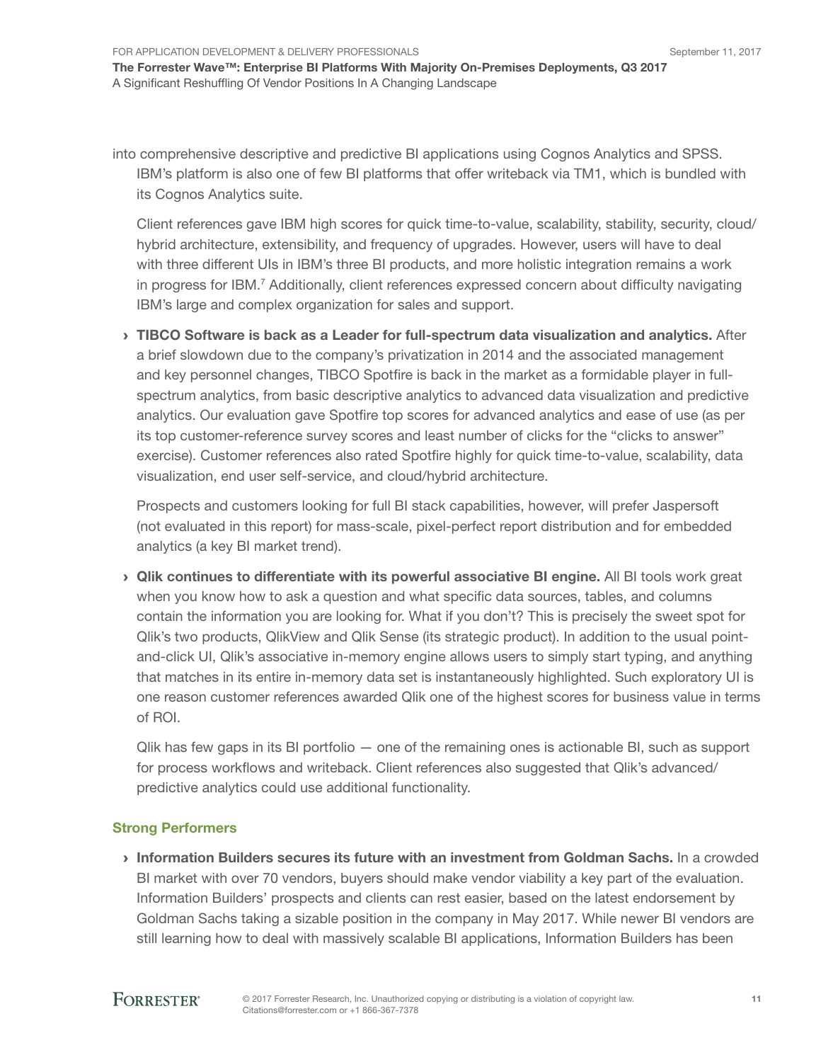into comprehensive descriptive and predictive BI applications using Cognos Analytics and SPSS. IBM's platform is also one of few BI platforms that offer writeback via TM1, which is bundled with its Cognos Analytics suite.

Client references gave IBM high scores for quick time-to-value, scalability, stability, security, cloud/hybrid architecture, extensibility, and frequency of upgrades. However, users will have to deal with three different UIs in IBM's three BI products, and more holistic integration remains a work in progress for IBM.[7] Additionally, client references expressed concern about difficulty navigating IBM's large and complex organization for sales and support.

- **TIBCO Software is back as a Leader for full-spectrum data visualization and analytics.** After a brief slowdown due to the company's privatization in 2014 and the associated management and key personnel changes, TIBCO Spotfire is back in the market as a formidable player in full-spectrum analytics, from basic descriptive analytics to advanced data visualization and predictive analytics. Our evaluation gave Spotfire top scores for advanced analytics and ease of use (as per its top customer-reference survey scores and least number of clicks for the "clicks to answer" exercise). Customer references also rated Spotfire highly for quick time-to-value, scalability, data visualization, end user self-service, and cloud/hybrid architecture.

  Prospects and customers looking for full BI stack capabilities, however, will prefer Jaspersoft (not evaluated in this report) for mass-scale, pixel-perfect report distribution and for embedded analytics (a key BI market trend).

- **Qlik continues to differentiate with its powerful associative BI engine.** All BI tools work great when you know how to ask a question and what specific data sources, tables, and columns contain the information you are looking for. What if you don't? This is precisely the sweet spot for Qlik's two products, QlikView and Qlik Sense (its strategic product). In addition to the usual point-and-click UI, Qlik's associative in-memory engine allows users to simply start typing, and anything that matches in its entire in-memory data set is instantaneously highlighted. Such exploratory UI is one reason customer references awarded Qlik one of the highest scores for business value in terms of ROI.

  Qlik has few gaps in its BI portfolio — one of the remaining ones is actionable BI, such as support for process workflows and writeback. Client references also suggested that Qlik's advanced/predictive analytics could use additional functionality.

### Strong Performers

- **Information Builders secures its future with an investment from Goldman Sachs.** In a crowded BI market with over 70 vendors, buyers should make vendor viability a key part of the evaluation. Information Builders' prospects and clients can rest easier, based on the latest endorsement by Goldman Sachs taking a sizable position in the company in May 2017. While newer BI vendors are still learning how to deal with massively scalable BI applications, Information Builders has been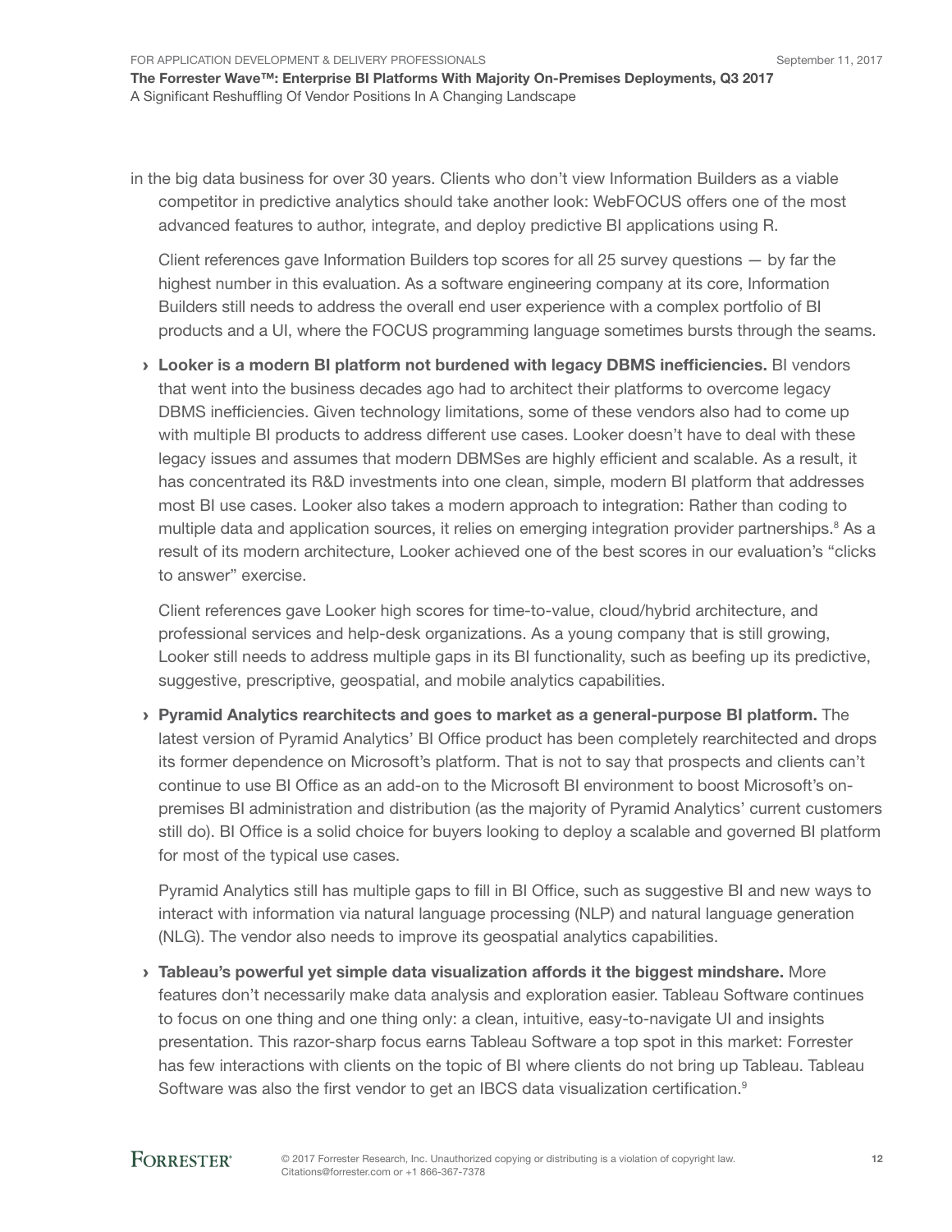in the big data business for over 30 years. Clients who don't view Information Builders as a viable competitor in predictive analytics should take another look: WebFOCUS offers one of the most advanced features to author, integrate, and deploy predictive BI applications using R.

Client references gave Information Builders top scores for all 25 survey questions — by far the highest number in this evaluation. As a software engineering company at its core, Information Builders still needs to address the overall end user experience with a complex portfolio of BI products and a UI, where the FOCUS programming language sometimes bursts through the seams.

- **Looker is a modern BI platform not burdened with legacy DBMS inefficiencies.** BI vendors that went into the business decades ago had to architect their platforms to overcome legacy DBMS inefficiencies. Given technology limitations, some of these vendors also had to come up with multiple BI products to address different use cases. Looker doesn't have to deal with these legacy issues and assumes that modern DBMSes are highly efficient and scalable. As a result, it has concentrated its R&D investments into one clean, simple, modern BI platform that addresses most BI use cases. Looker also takes a modern approach to integration: Rather than coding to multiple data and application sources, it relies on emerging integration provider partnerships.[8] As a result of its modern architecture, Looker achieved one of the best scores in our evaluation's "clicks to answer" exercise.

  Client references gave Looker high scores for time-to-value, cloud/hybrid architecture, and professional services and help-desk organizations. As a young company that is still growing, Looker still needs to address multiple gaps in its BI functionality, such as beefing up its predictive, suggestive, prescriptive, geospatial, and mobile analytics capabilities.

- **Pyramid Analytics rearchitects and goes to market as a general-purpose BI platform.** The latest version of Pyramid Analytics' BI Office product has been completely rearchitected and drops its former dependence on Microsoft's platform. That is not to say that prospects and clients can't continue to use BI Office as an add-on to the Microsoft BI environment to boost Microsoft's on-premises BI administration and distribution (as the majority of Pyramid Analytics' current customers still do). BI Office is a solid choice for buyers looking to deploy a scalable and governed BI platform for most of the typical use cases.

  Pyramid Analytics still has multiple gaps to fill in BI Office, such as suggestive BI and new ways to interact with information via natural language processing (NLP) and natural language generation (NLG). The vendor also needs to improve its geospatial analytics capabilities.

- **Tableau's powerful yet simple data visualization affords it the biggest mindshare.** More features don't necessarily make data analysis and exploration easier. Tableau Software continues to focus on one thing and one thing only: a clean, intuitive, easy-to-navigate UI and insights presentation. This razor-sharp focus earns Tableau Software a top spot in this market: Forrester has few interactions with clients on the topic of BI where clients do not bring up Tableau. Tableau Software was also the first vendor to get an IBCS data visualization certification.[9]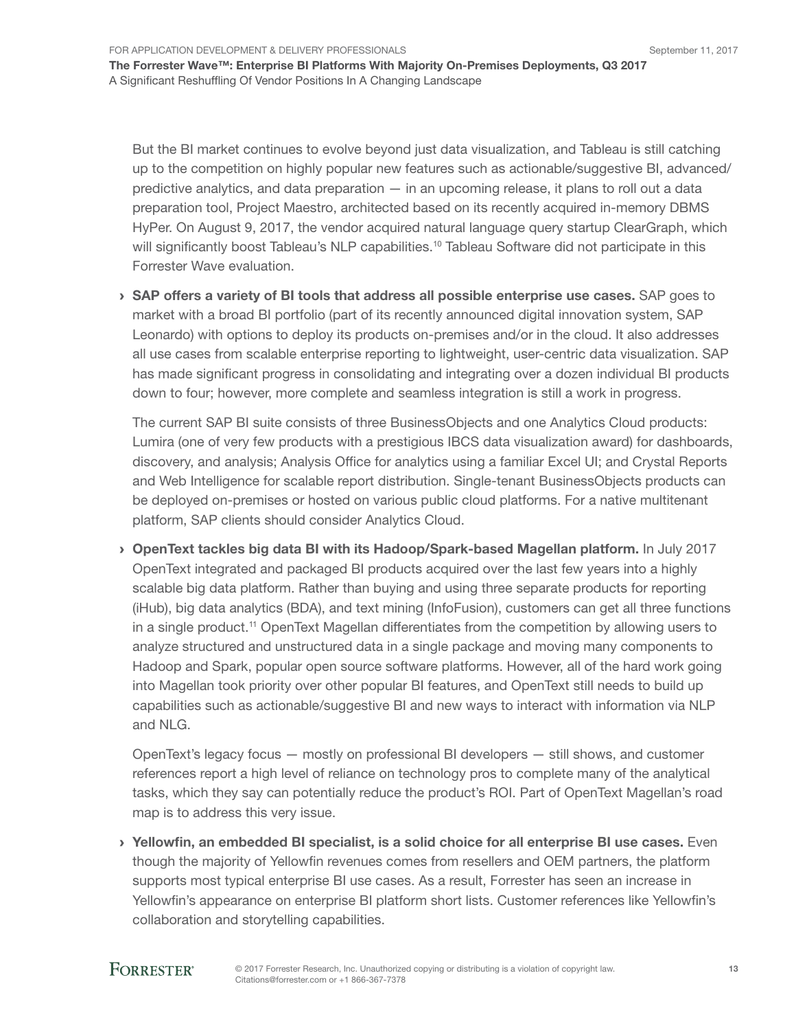But the BI market continues to evolve beyond just data visualization, and Tableau is still catching up to the competition on highly popular new features such as actionable/suggestive BI, advanced/predictive analytics, and data preparation — in an upcoming release, it plans to roll out a data preparation tool, Project Maestro, architected based on its recently acquired in-memory DBMS HyPer. On August 9, 2017, the vendor acquired natural language query startup ClearGraph, which will significantly boost Tableau's NLP capabilities.[10] Tableau Software did not participate in this Forrester Wave evaluation.

- **SAP offers a variety of BI tools that address all possible enterprise use cases.** SAP goes to market with a broad BI portfolio (part of its recently announced digital innovation system, SAP Leonardo) with options to deploy its products on-premises and/or in the cloud. It also addresses all use cases from scalable enterprise reporting to lightweight, user-centric data visualization. SAP has made significant progress in consolidating and integrating over a dozen individual BI products down to four; however, more complete and seamless integration is still a work in progress.

  The current SAP BI suite consists of three BusinessObjects and one Analytics Cloud products: Lumira (one of very few products with a prestigious IBCS data visualization award) for dashboards, discovery, and analysis; Analysis Office for analytics using a familiar Excel UI; and Crystal Reports and Web Intelligence for scalable report distribution. Single-tenant BusinessObjects products can be deployed on-premises or hosted on various public cloud platforms. For a native multitenant platform, SAP clients should consider Analytics Cloud.

- **OpenText tackles big data BI with its Hadoop/Spark-based Magellan platform.** In July 2017 OpenText integrated and packaged BI products acquired over the last few years into a highly scalable big data platform. Rather than buying and using three separate products for reporting (iHub), big data analytics (BDA), and text mining (InfoFusion), customers can get all three functions in a single product.[11] OpenText Magellan differentiates from the competition by allowing users to analyze structured and unstructured data in a single package and moving many components to Hadoop and Spark, popular open source software platforms. However, all of the hard work going into Magellan took priority over other popular BI features, and OpenText still needs to build up capabilities such as actionable/suggestive BI and new ways to interact with information via NLP and NLG.

  OpenText's legacy focus — mostly on professional BI developers — still shows, and customer references report a high level of reliance on technology pros to complete many of the analytical tasks, which they say can potentially reduce the product's ROI. Part of OpenText Magellan's road map is to address this very issue.

- **Yellowfin, an embedded BI specialist, is a solid choice for all enterprise BI use cases.** Even though the majority of Yellowfin revenues comes from resellers and OEM partners, the platform supports most typical enterprise BI use cases. As a result, Forrester has seen an increase in Yellowfin's appearance on enterprise BI platform short lists. Customer references like Yellowfin's collaboration and storytelling capabilities.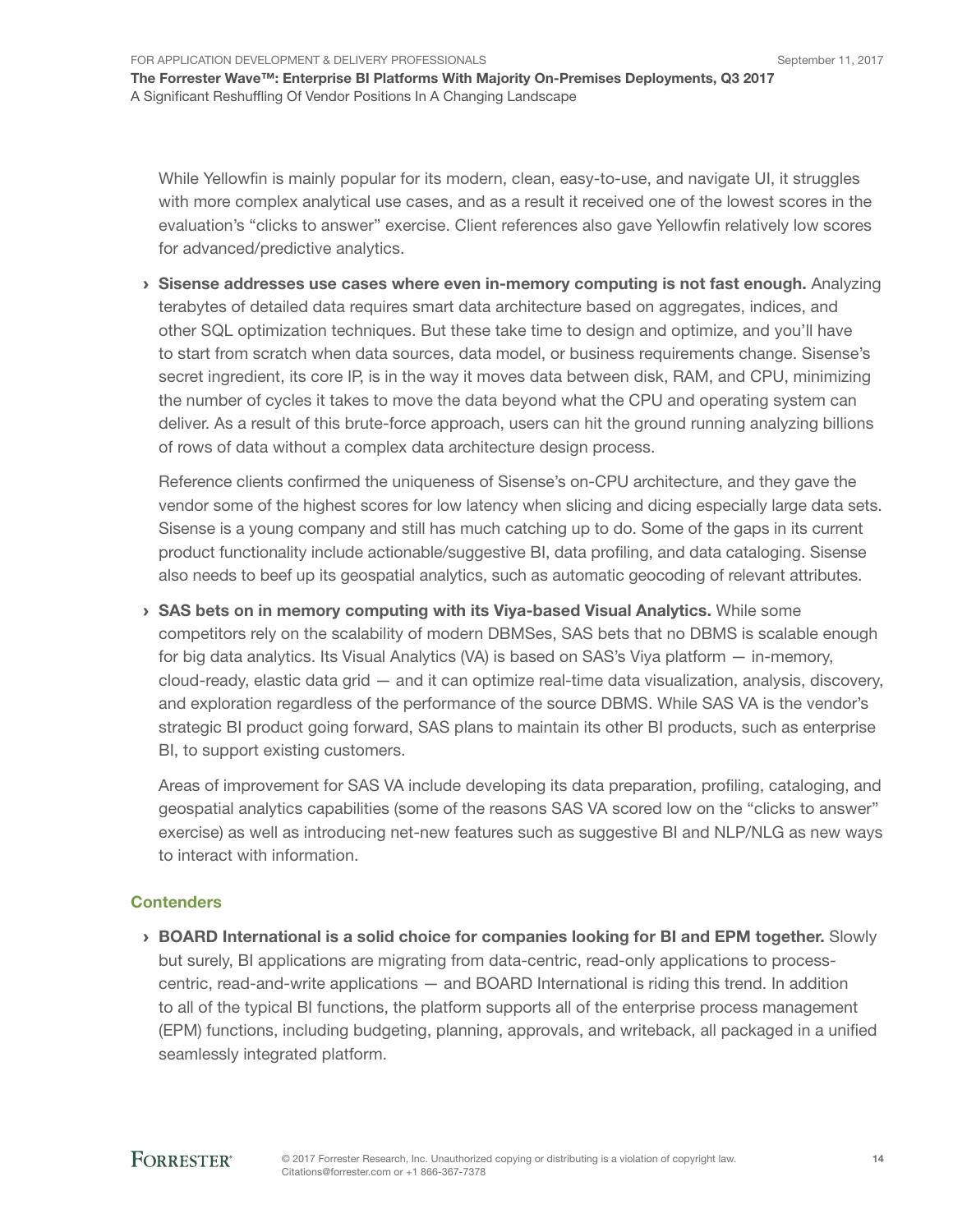While Yellowfin is mainly popular for its modern, clean, easy-to-use, and navigate UI, it struggles with more complex analytical use cases, and as a result it received one of the lowest scores in the evaluation's "clicks to answer" exercise. Client references also gave Yellowfin relatively low scores for advanced/predictive analytics.

- **Sisense addresses use cases where even in-memory computing is not fast enough.** Analyzing terabytes of detailed data requires smart data architecture based on aggregates, indices, and other SQL optimization techniques. But these take time to design and optimize, and you'll have to start from scratch when data sources, data model, or business requirements change. Sisense's secret ingredient, its core IP, is in the way it moves data between disk, RAM, and CPU, minimizing the number of cycles it takes to move the data beyond what the CPU and operating system can deliver. As a result of this brute-force approach, users can hit the ground running analyzing billions of rows of data without a complex data architecture design process.

  Reference clients confirmed the uniqueness of Sisense's on-CPU architecture, and they gave the vendor some of the highest scores for low latency when slicing and dicing especially large data sets. Sisense is a young company and still has much catching up to do. Some of the gaps in its current product functionality include actionable/suggestive BI, data profiling, and data cataloging. Sisense also needs to beef up its geospatial analytics, such as automatic geocoding of relevant attributes.

- **SAS bets on in memory computing with its Viya-based Visual Analytics.** While some competitors rely on the scalability of modern DBMSes, SAS bets that no DBMS is scalable enough for big data analytics. Its Visual Analytics (VA) is based on SAS's Viya platform — in-memory, cloud-ready, elastic data grid — and it can optimize real-time data visualization, analysis, discovery, and exploration regardless of the performance of the source DBMS. While SAS VA is the vendor's strategic BI product going forward, SAS plans to maintain its other BI products, such as enterprise BI, to support existing customers.

  Areas of improvement for SAS VA include developing its data preparation, profiling, cataloging, and geospatial analytics capabilities (some of the reasons SAS VA scored low on the "clicks to answer" exercise) as well as introducing net-new features such as suggestive BI and NLP/NLG as new ways to interact with information.

### Contenders

- **BOARD International is a solid choice for companies looking for BI and EPM together.** Slowly but surely, BI applications are migrating from data-centric, read-only applications to process-centric, read-and-write applications — and BOARD International is riding this trend. In addition to all of the typical BI functions, the platform supports all of the enterprise process management (EPM) functions, including budgeting, planning, approvals, and writeback, all packaged in a unified seamlessly integrated platform.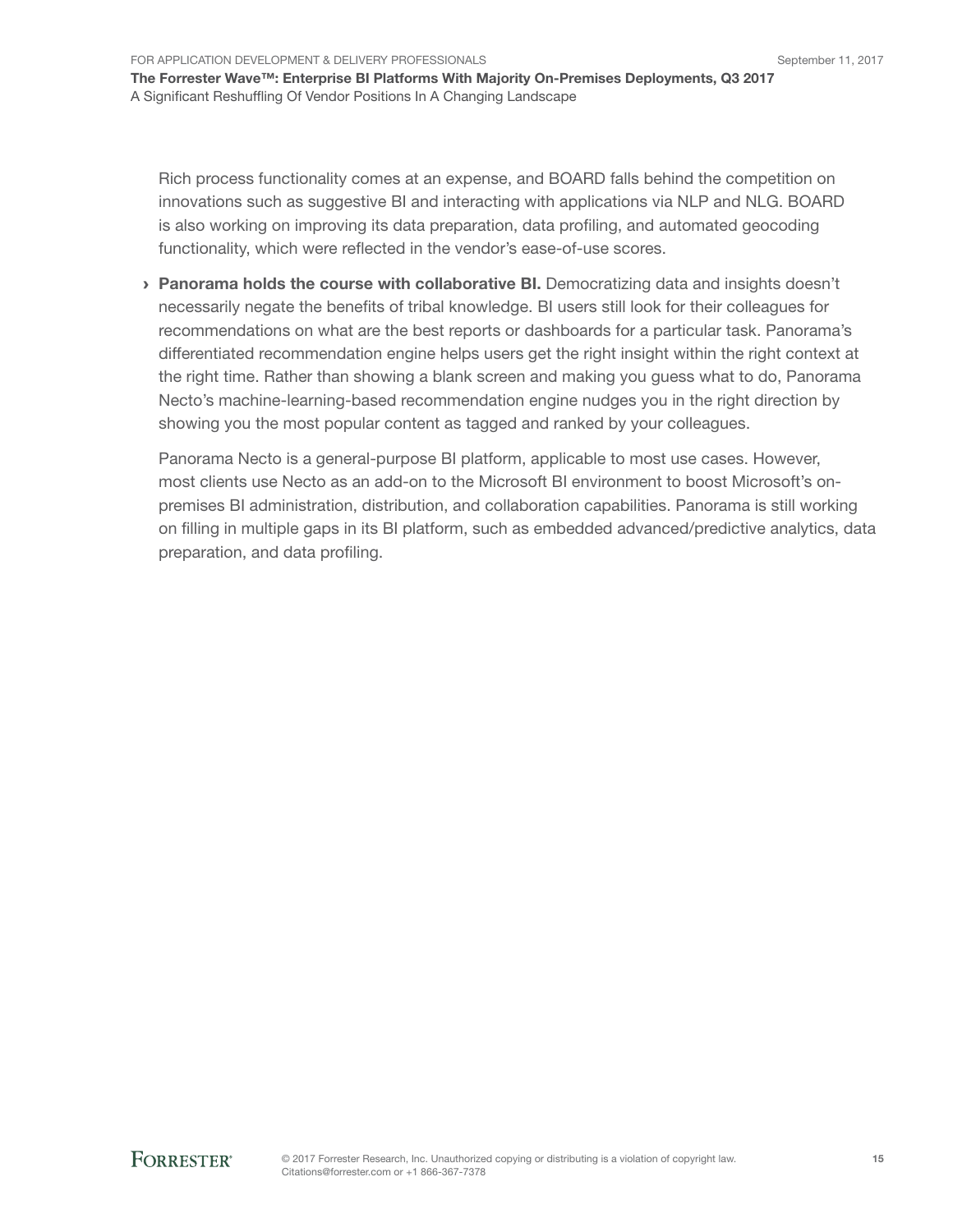Rich process functionality comes at an expense, and BOARD falls behind the competition on innovations such as suggestive BI and interacting with applications via NLP and NLG. BOARD is also working on improving its data preparation, data profiling, and automated geocoding functionality, which were reflected in the vendor's ease-of-use scores.

- **Panorama holds the course with collaborative BI.** Democratizing data and insights doesn't necessarily negate the benefits of tribal knowledge. BI users still look for their colleagues for recommendations on what are the best reports or dashboards for a particular task. Panorama's differentiated recommendation engine helps users get the right insight within the right context at the right time. Rather than showing a blank screen and making you guess what to do, Panorama Necto's machine-learning-based recommendation engine nudges you in the right direction by showing you the most popular content as tagged and ranked by your colleagues.

  Panorama Necto is a general-purpose BI platform, applicable to most use cases. However, most clients use Necto as an add-on to the Microsoft BI environment to boost Microsoft's on-premises BI administration, distribution, and collaboration capabilities. Panorama is still working on filling in multiple gaps in its BI platform, such as embedded advanced/predictive analytics, data preparation, and data profiling.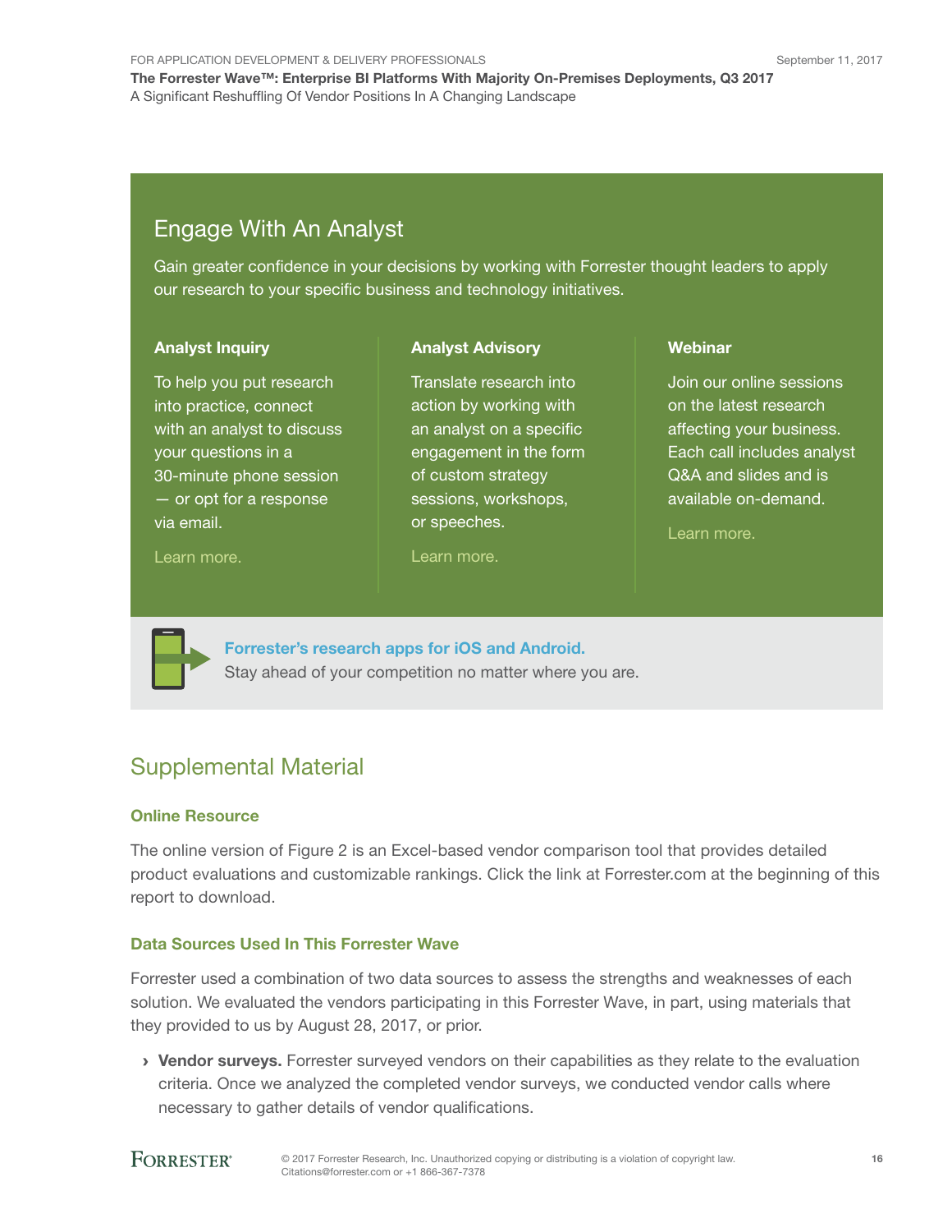## Engage With An Analyst

Gain greater confidence in your decisions by working with Forrester thought leaders to apply our research to your specific business and technology initiatives.

### Analyst Inquiry

To help you put research into practice, connect with an analyst to discuss your questions in a 30-minute phone session — or opt for a response via email.

Learn more.

### Analyst Advisory

Translate research into action by working with an analyst on a specific engagement in the form of custom strategy sessions, workshops, or speeches.

Learn more.

### Webinar

Join our online sessions on the latest research affecting your business. Each call includes analyst Q&A and slides and is available on-demand.

Learn more.

**Forrester's research apps for iOS and Android.**
Stay ahead of your competition no matter where you are.

## Supplemental Material

### Online Resource

The online version of Figure 2 is an Excel-based vendor comparison tool that provides detailed product evaluations and customizable rankings. Click the link at Forrester.com at the beginning of this report to download.

### Data Sources Used In This Forrester Wave

Forrester used a combination of two data sources to assess the strengths and weaknesses of each solution. We evaluated the vendors participating in this Forrester Wave, in part, using materials that they provided to us by August 28, 2017, or prior.

- **Vendor surveys.** Forrester surveyed vendors on their capabilities as they relate to the evaluation criteria. Once we analyzed the completed vendor surveys, we conducted vendor calls where necessary to gather details of vendor qualifications.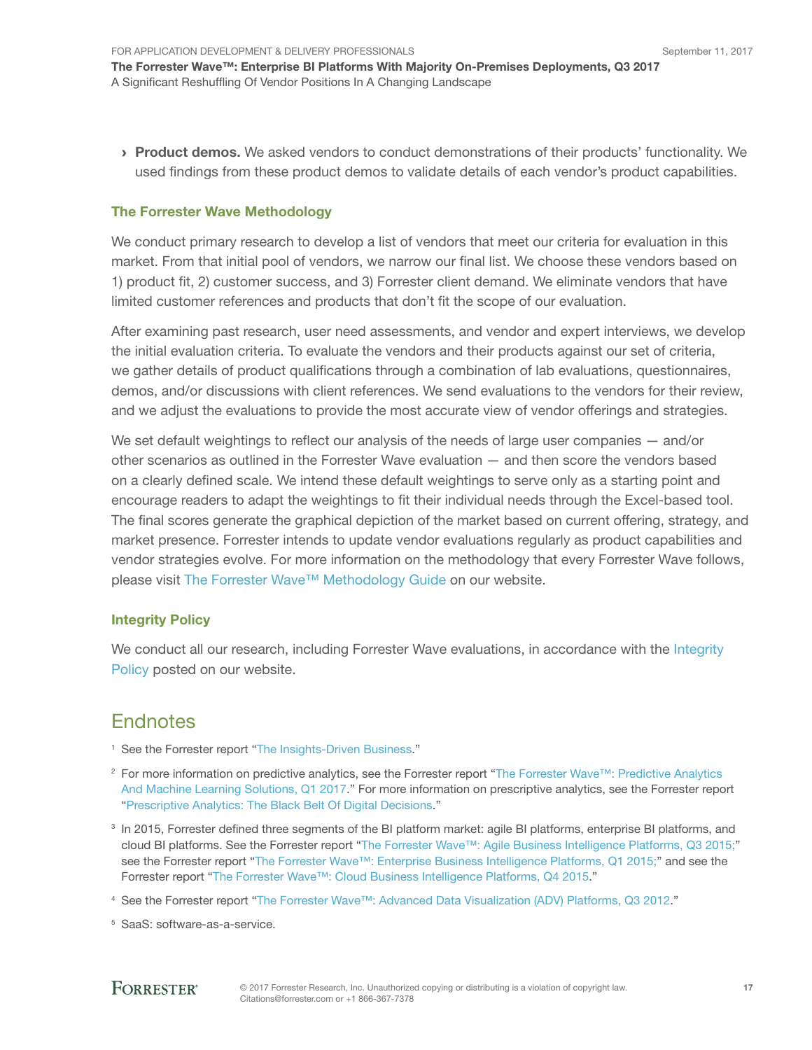› **Product demos.** We asked vendors to conduct demonstrations of their products' functionality. We used findings from these product demos to validate details of each vendor's product capabilities.

### The Forrester Wave Methodology

We conduct primary research to develop a list of vendors that meet our criteria for evaluation in this market. From that initial pool of vendors, we narrow our final list. We choose these vendors based on 1) product fit, 2) customer success, and 3) Forrester client demand. We eliminate vendors that have limited customer references and products that don't fit the scope of our evaluation.

After examining past research, user need assessments, and vendor and expert interviews, we develop the initial evaluation criteria. To evaluate the vendors and their products against our set of criteria, we gather details of product qualifications through a combination of lab evaluations, questionnaires, demos, and/or discussions with client references. We send evaluations to the vendors for their review, and we adjust the evaluations to provide the most accurate view of vendor offerings and strategies.

We set default weightings to reflect our analysis of the needs of large user companies — and/or other scenarios as outlined in the Forrester Wave evaluation — and then score the vendors based on a clearly defined scale. We intend these default weightings to serve only as a starting point and encourage readers to adapt the weightings to fit their individual needs through the Excel-based tool. The final scores generate the graphical depiction of the market based on current offering, strategy, and market presence. Forrester intends to update vendor evaluations regularly as product capabilities and vendor strategies evolve. For more information on the methodology that every Forrester Wave follows, please visit The Forrester Wave™ Methodology Guide on our website.

### Integrity Policy

We conduct all our research, including Forrester Wave evaluations, in accordance with the Integrity Policy posted on our website.

## Endnotes

[1] See the Forrester report "The Insights-Driven Business."

[2] For more information on predictive analytics, see the Forrester report "The Forrester Wave™: Predictive Analytics And Machine Learning Solutions, Q1 2017." For more information on prescriptive analytics, see the Forrester report "Prescriptive Analytics: The Black Belt Of Digital Decisions."

[3] In 2015, Forrester defined three segments of the BI platform market: agile BI platforms, enterprise BI platforms, and cloud BI platforms. See the Forrester report "The Forrester Wave™: Agile Business Intelligence Platforms, Q3 2015;" see the Forrester report "The Forrester Wave™: Enterprise Business Intelligence Platforms, Q1 2015;" and see the Forrester report "The Forrester Wave™: Cloud Business Intelligence Platforms, Q4 2015."

[4] See the Forrester report "The Forrester Wave™: Advanced Data Visualization (ADV) Platforms, Q3 2012."

[5] SaaS: software-as-a-service.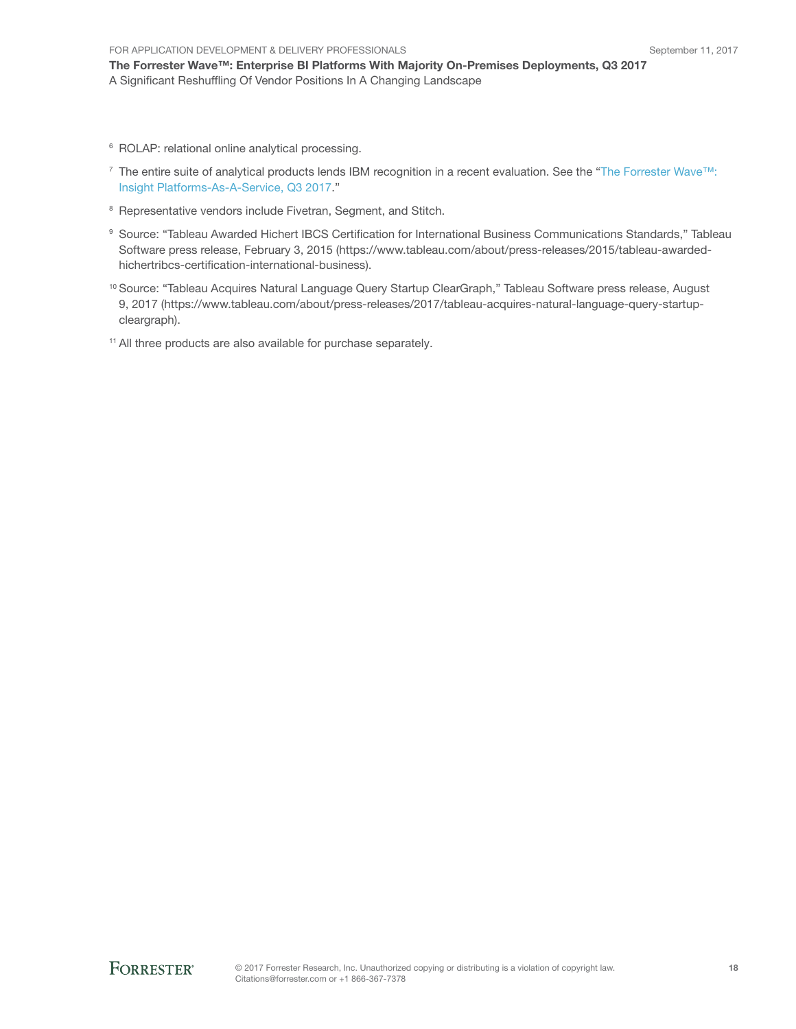[6] ROLAP: relational online analytical processing.

[7] The entire suite of analytical products lends IBM recognition in a recent evaluation. See the "The Forrester Wave™: Insight Platforms-As-A-Service, Q3 2017."

[8] Representative vendors include Fivetran, Segment, and Stitch.

[9] Source: "Tableau Awarded Hichert IBCS Certification for International Business Communications Standards," Tableau Software press release, February 3, 2015 (https://www.tableau.com/about/press-releases/2015/tableau-awarded-hichertribcs-certification-international-business).

[10] Source: "Tableau Acquires Natural Language Query Startup ClearGraph," Tableau Software press release, August 9, 2017 (https://www.tableau.com/about/press-releases/2017/tableau-acquires-natural-language-query-startup-cleargraph).

[11] All three products are also available for purchase separately.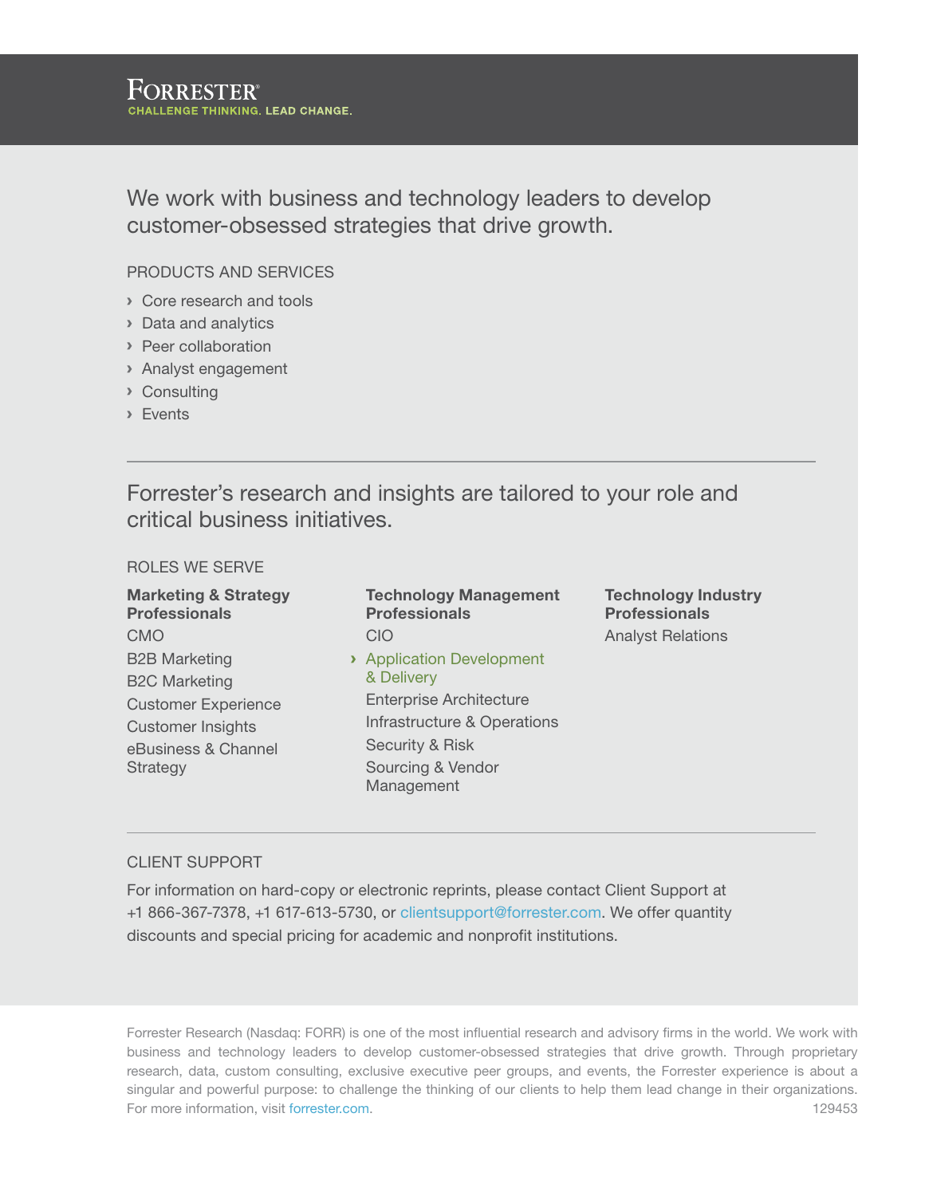**FORRESTER®**
CHALLENGE THINKING. LEAD CHANGE.

## We work with business and technology leaders to develop customer-obsessed strategies that drive growth.

PRODUCTS AND SERVICES

- Core research and tools
- Data and analytics
- Peer collaboration
- Analyst engagement
- Consulting
- Events

## Forrester's research and insights are tailored to your role and critical business initiatives.

ROLES WE SERVE

**Marketing & Strategy Professionals**
CMO
B2B Marketing
B2C Marketing
Customer Experience
Customer Insights
eBusiness & Channel Strategy

**Technology Management Professionals**
CIO
› Application Development & Delivery
Enterprise Architecture
Infrastructure & Operations
Security & Risk
Sourcing & Vendor Management

**Technology Industry Professionals**
Analyst Relations

CLIENT SUPPORT

For information on hard-copy or electronic reprints, please contact Client Support at +1 866-367-7378, +1 617-613-5730, or clientsupport@forrester.com. We offer quantity discounts and special pricing for academic and nonprofit institutions.

Forrester Research (Nasdaq: FORR) is one of the most influential research and advisory firms in the world. We work with business and technology leaders to develop customer-obsessed strategies that drive growth. Through proprietary research, data, custom consulting, exclusive executive peer groups, and events, the Forrester experience is about a singular and powerful purpose: to challenge the thinking of our clients to help them lead change in their organizations. For more information, visit forrester.com.

129453